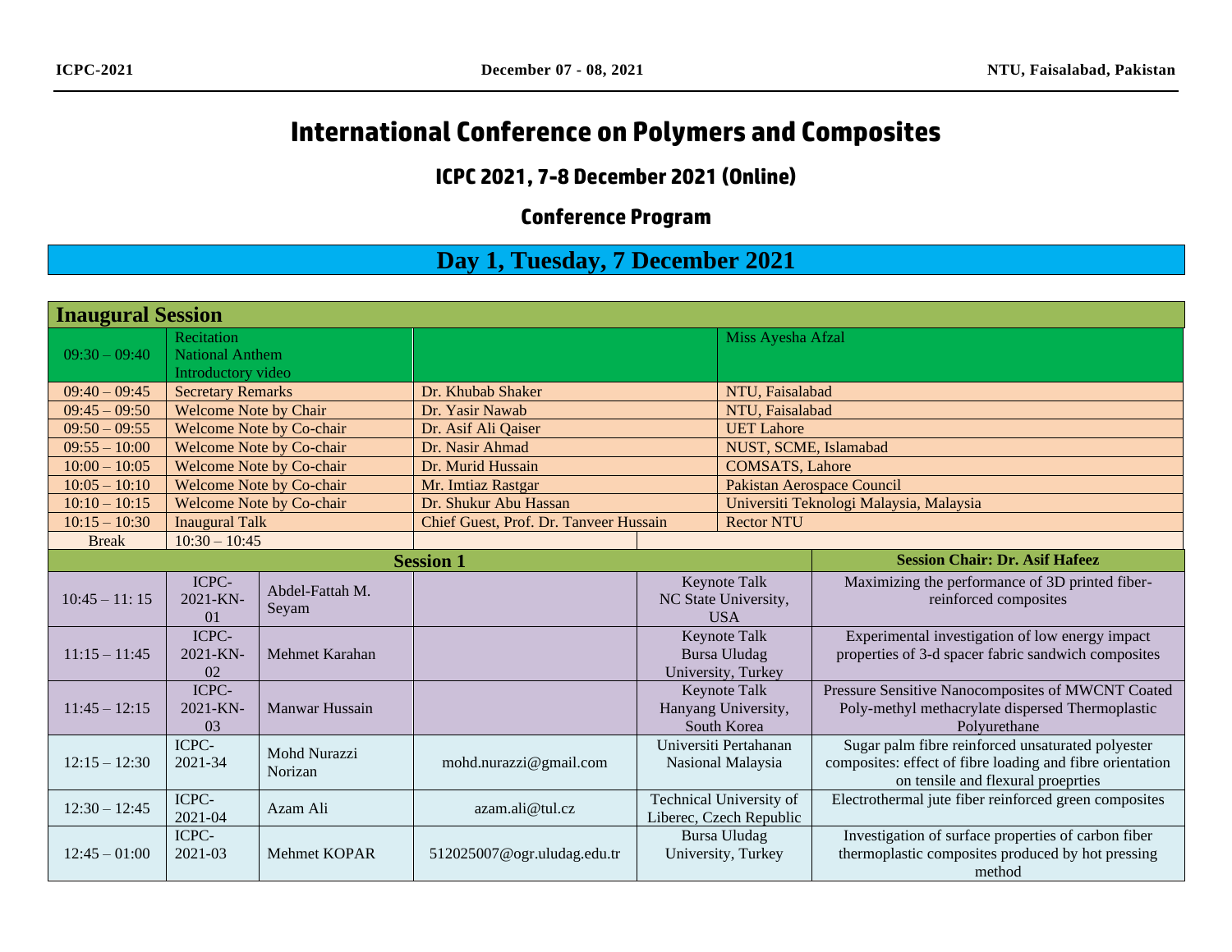# International Conference on Polymers and Composites

## ICPC 2021, 7-8 December 2021 (Online)

## Conference Program

## Day 1, Tuesday, 7 December 2021

| **Inaugural Session** | | | | |
|---|---|---|---|---|
| 09:30 – 09:40 | Recitation<br>National Anthem<br>Introductory video | | Miss Ayesha Afzal | |
| 09:40 – 09:45 | Secretary Remarks | Dr. Khubab Shaker | NTU, Faisalabad | |
| 09:45 – 09:50 | Welcome Note by Chair | Dr. Yasir Nawab | NTU, Faisalabad | |
| 09:50 – 09:55 | Welcome Note by Co-chair | Dr. Asif Ali Qaiser | UET Lahore | |
| 09:55 – 10:00 | Welcome Note by Co-chair | Dr. Nasir Ahmad | NUST, SCME, Islamabad | |
| 10:00 – 10:05 | Welcome Note by Co-chair | Dr. Murid Hussain | COMSATS, Lahore | |
| 10:05 – 10:10 | Welcome Note by Co-chair | Mr. Imtiaz Rastgar | Pakistan Aerospace Council | |
| 10:10 – 10:15 | Welcome Note by Co-chair | Dr. Shukur Abu Hassan | Universiti Teknologi Malaysia, Malaysia | |
| 10:15 – 10:30 | Inaugural Talk | Chief Guest, Prof. Dr. Tanveer Hussain | Rector NTU | |
| Break | 10:30 – 10:45 | | | |

| **Session 1** | | | | | **Session Chair: Dr. Asif Hafeez** |
|---|---|---|---|---|---|
| 10:45 – 11: 15 | ICPC-2021-KN-01 | Abdel-Fattah M. Seyam | | Keynote Talk<br>NC State University, USA | Maximizing the performance of 3D printed fiber-reinforced composites |
| 11:15 – 11:45 | ICPC-2021-KN-02 | Mehmet Karahan | | Keynote Talk<br>Bursa Uludag University, Turkey | Experimental investigation of low energy impact properties of 3-d spacer fabric sandwich composites |
| 11:45 – 12:15 | ICPC-2021-KN-03 | Manwar Hussain | | Keynote Talk<br>Hanyang University, South Korea | Pressure Sensitive Nanocomposites of MWCNT Coated Poly-methyl methacrylate dispersed Thermoplastic Polyurethane |
| 12:15 – 12:30 | ICPC-2021-34 | Mohd Nurazzi Norizan | mohd.nurazzi@gmail.com | Universiti Pertahanan Nasional Malaysia | Sugar palm fibre reinforced unsaturated polyester composites: effect of fibre loading and fibre orientation on tensile and flexural proeprties |
| 12:30 – 12:45 | ICPC-2021-04 | Azam Ali | azam.ali@tul.cz | Technical University of Liberec, Czech Republic | Electrothermal jute fiber reinforced green composites |
| 12:45 – 01:00 | ICPC-2021-03 | Mehmet KOPAR | 512025007@ogr.uludag.edu.tr | Bursa Uludag University, Turkey | Investigation of surface properties of carbon fiber thermoplastic composites produced by hot pressing method |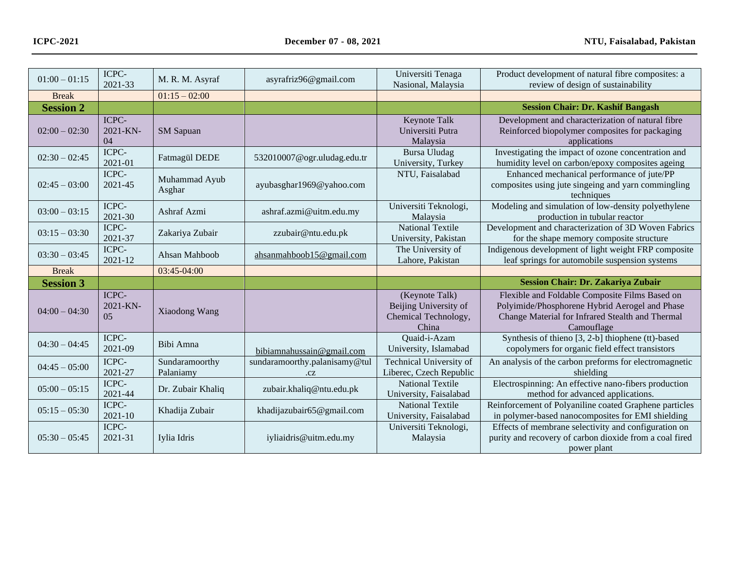| | | | | | |
|---|---|---|---|---|---|
| 01:00 – 01:15 | ICPC-2021-33 | M. R. M. Asyraf | asyrafriz96@gmail.com | Universiti Tenaga Nasional, Malaysia | Product development of natural fibre composites: a review of design of sustainability |
| Break | | 01:15 – 02:00 | | | |
| **Session 2** | | | | | **Session Chair: Dr. Kashif Bangash** |
| 02:00 – 02:30 | ICPC-2021-KN-04 | SM Sapuan | | Keynote Talk Universiti Putra Malaysia | Development and characterization of natural fibre Reinforced biopolymer composites for packaging applications |
| 02:30 – 02:45 | ICPC-2021-01 | Fatmagül DEDE | 532010007@ogr.uludag.edu.tr | Bursa Uludag University, Turkey | Investigating the impact of ozone concentration and humidity level on carbon/epoxy composites ageing |
| 02:45 – 03:00 | ICPC-2021-45 | Muhammad Ayub Asghar | ayubasghar1969@yahoo.com | NTU, Faisalabad | Enhanced mechanical performance of jute/PP composites using jute singeing and yarn commingling techniques |
| 03:00 – 03:15 | ICPC-2021-30 | Ashraf Azmi | ashraf.azmi@uitm.edu.my | Universiti Teknologi, Malaysia | Modeling and simulation of low-density polyethylene production in tubular reactor |
| 03:15 – 03:30 | ICPC-2021-37 | Zakariya Zubair | zzubair@ntu.edu.pk | National Textile University, Pakistan | Development and characterization of 3D Woven Fabrics for the shape memory composite structure |
| 03:30 – 03:45 | ICPC-2021-12 | Ahsan Mahboob | ahsanmahboob15@gmail.com | The University of Lahore, Pakistan | Indigenous development of light weight FRP composite leaf springs for automobile suspension systems |
| Break | | 03:45-04:00 | | | |
| **Session 3** | | | | | **Session Chair: Dr. Zakariya Zubair** |
| 04:00 – 04:30 | ICPC-2021-KN-05 | Xiaodong Wang | | (Keynote Talk) Beijing University of Chemical Technology, China | Flexible and Foldable Composite Films Based on Polyimide/Phosphorene Hybrid Aerogel and Phase Change Material for Infrared Stealth and Thermal Camouflage |
| 04:30 – 04:45 | ICPC-2021-09 | Bibi Amna | bibiamnahussain@gmail.com | Quaid-i-Azam University, Islamabad | Synthesis of thieno [3, 2-b] thiophene (tt)-based copolymers for organic field effect transistors |
| 04:45 – 05:00 | ICPC-2021-27 | Sundaramoorthy Palaniamy | sundaramoorthy.palanisamy@tul.cz | Technical University of Liberec, Czech Republic | An analysis of the carbon preforms for electromagnetic shielding |
| 05:00 – 05:15 | ICPC-2021-44 | Dr. Zubair Khaliq | zubair.khaliq@ntu.edu.pk | National Textile University, Faisalabad | Electrospinning: An effective nano-fibers production method for advanced applications. |
| 05:15 – 05:30 | ICPC-2021-10 | Khadija Zubair | khadijazubair65@gmail.com | National Textile University, Faisalabad | Reinforcement of Polyaniline coated Graphene particles in polymer-based nanocomposites for EMI shielding |
| 05:30 – 05:45 | ICPC-2021-31 | Iylia Idris | iyliaidris@uitm.edu.my | Universiti Teknologi, Malaysia | Effects of membrane selectivity and configuration on purity and recovery of carbon dioxide from a coal fired power plant |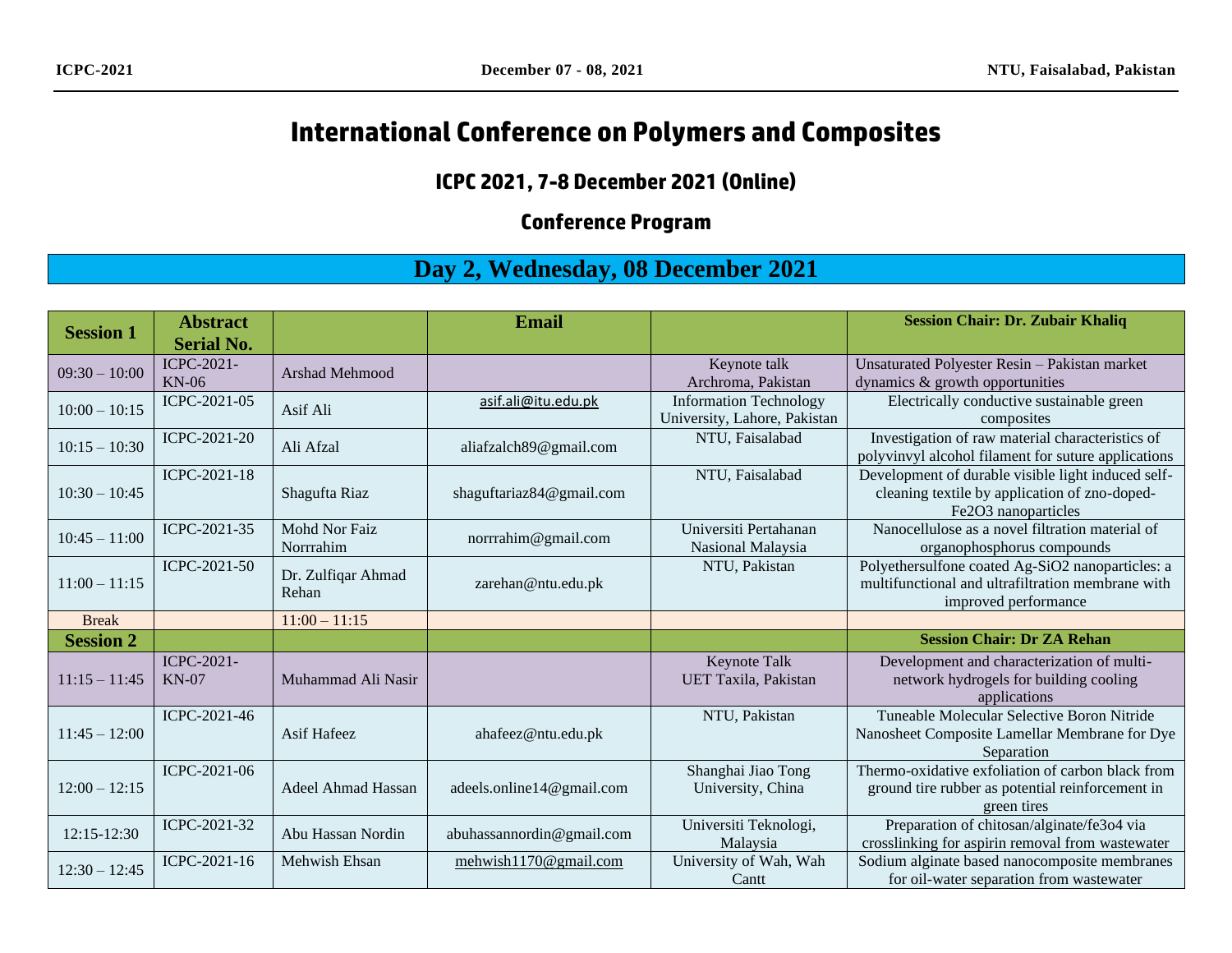# International Conference on Polymers and Composites

## ICPC 2021, 7-8 December 2021 (Online)

## Conference Program

## Day 2, Wednesday, 08 December 2021

| **Session 1** | **Abstract Serial No.** | | **Email** | | **Session Chair: Dr. Zubair Khaliq** |
|---|---|---|---|---|---|
| 09:30 – 10:00 | ICPC-2021-KN-06 | Arshad Mehmood | | Keynote talk Archroma, Pakistan | Unsaturated Polyester Resin – Pakistan market dynamics & growth opportunities |
| 10:00 – 10:15 | ICPC-2021-05 | Asif Ali | asif.ali@itu.edu.pk | Information Technology University, Lahore, Pakistan | Electrically conductive sustainable green composites |
| 10:15 – 10:30 | ICPC-2021-20 | Ali Afzal | aliafzalch89@gmail.com | NTU, Faisalabad | Investigation of raw material characteristics of polyvinvyl alcohol filament for suture applications |
| 10:30 – 10:45 | ICPC-2021-18 | Shagufta Riaz | shaguftariaz84@gmail.com | NTU, Faisalabad | Development of durable visible light induced self-cleaning textile by application of zno-doped-Fe2O3 nanoparticles |
| 10:45 – 11:00 | ICPC-2021-35 | Mohd Nor Faiz Norrrahim | norrrahim@gmail.com | Universiti Pertahanan Nasional Malaysia | Nanocellulose as a novel filtration material of organophosphorus compounds |
| 11:00 – 11:15 | ICPC-2021-50 | Dr. Zulfiqar Ahmad Rehan | zarehan@ntu.edu.pk | NTU, Pakistan | Polyethersulfone coated Ag-SiO2 nanoparticles: a multifunctional and ultrafiltration membrane with improved performance |
| Break | | 11:00 – 11:15 | | | |
| **Session 2** | | | | | **Session Chair: Dr ZA Rehan** |
| 11:15 – 11:45 | ICPC-2021-KN-07 | Muhammad Ali Nasir | | Keynote Talk UET Taxila, Pakistan | Development and characterization of multi-network hydrogels for building cooling applications |
| 11:45 – 12:00 | ICPC-2021-46 | Asif Hafeez | ahafeez@ntu.edu.pk | NTU, Pakistan | Tuneable Molecular Selective Boron Nitride Nanosheet Composite Lamellar Membrane for Dye Separation |
| 12:00 – 12:15 | ICPC-2021-06 | Adeel Ahmad Hassan | adeels.online14@gmail.com | Shanghai Jiao Tong University, China | Thermo-oxidative exfoliation of carbon black from ground tire rubber as potential reinforcement in green tires |
| 12:15-12:30 | ICPC-2021-32 | Abu Hassan Nordin | abuhassannordin@gmail.com | Universiti Teknologi, Malaysia | Preparation of chitosan/alginate/fe3o4 via crosslinking for aspirin removal from wastewater |
| 12:30 – 12:45 | ICPC-2021-16 | Mehwish Ehsan | mehwish1170@gmail.com | University of Wah, Wah Cantt | Sodium alginate based nanocomposite membranes for oil-water separation from wastewater |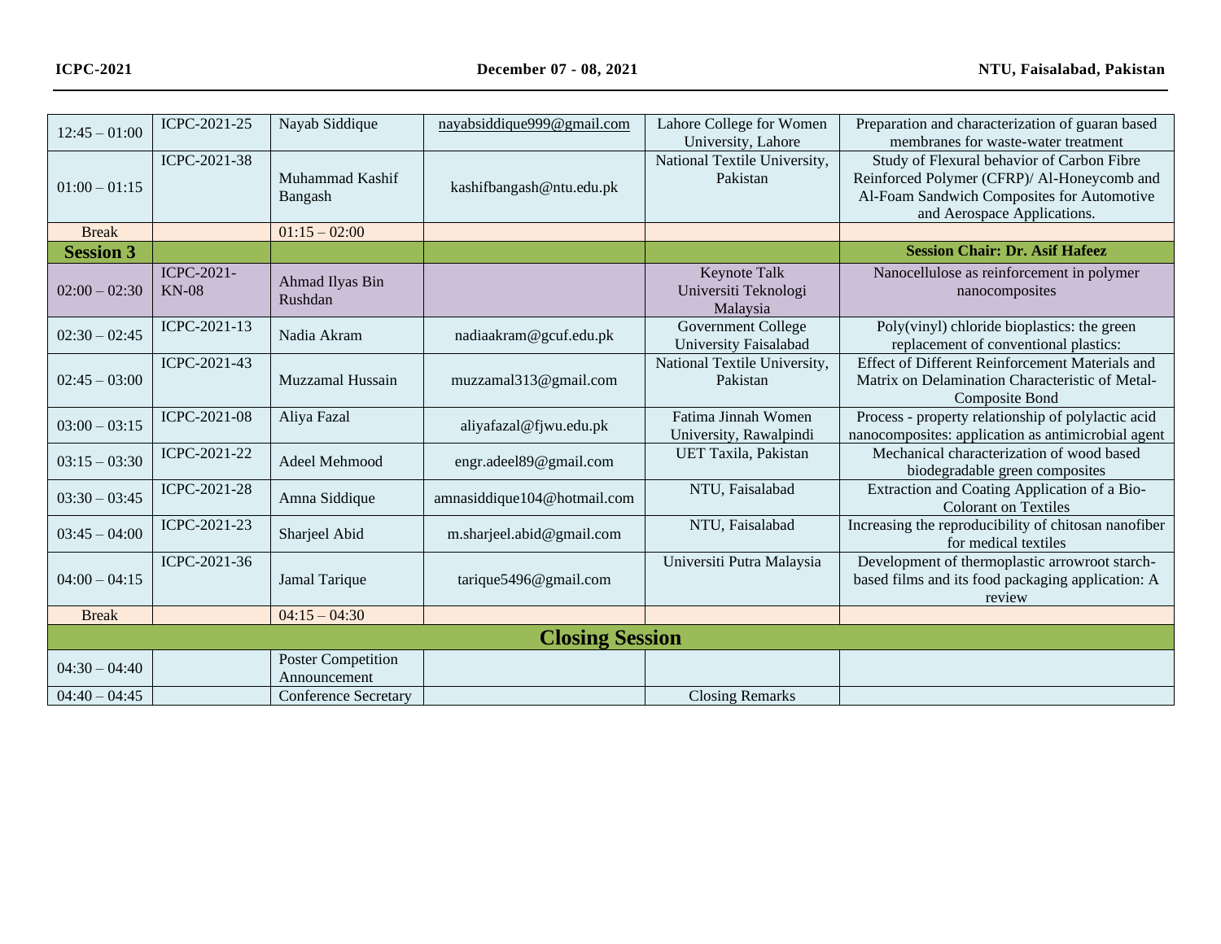| | | | | | |
|---|---|---|---|---|---|
| 12:45 – 01:00 | ICPC-2021-25 | Nayab Siddique | nayabsiddique999@gmail.com | Lahore College for Women University, Lahore | Preparation and characterization of guaran based membranes for waste-water treatment |
| 01:00 – 01:15 | ICPC-2021-38 | Muhammad Kashif Bangash | kashifbangash@ntu.edu.pk | National Textile University, Pakistan | Study of Flexural behavior of Carbon Fibre Reinforced Polymer (CFRP)/ Al-Honeycomb and Al-Foam Sandwich Composites for Automotive and Aerospace Applications. |
| Break | | 01:15 – 02:00 | | | |
| **Session 3** | | | | | **Session Chair: Dr. Asif Hafeez** |
| 02:00 – 02:30 | ICPC-2021-KN-08 | Ahmad Ilyas Bin Rushdan | | Keynote Talk Universiti Teknologi Malaysia | Nanocellulose as reinforcement in polymer nanocomposites |
| 02:30 – 02:45 | ICPC-2021-13 | Nadia Akram | nadiaakram@gcuf.edu.pk | Government College University Faisalabad | Poly(vinyl) chloride bioplastics: the green replacement of conventional plastics: |
| 02:45 – 03:00 | ICPC-2021-43 | Muzzamal Hussain | muzzamal313@gmail.com | National Textile University, Pakistan | Effect of Different Reinforcement Materials and Matrix on Delamination Characteristic of Metal-Composite Bond |
| 03:00 – 03:15 | ICPC-2021-08 | Aliya Fazal | aliyafazal@fjwu.edu.pk | Fatima Jinnah Women University, Rawalpindi | Process - property relationship of polylactic acid nanocomposites: application as antimicrobial agent |
| 03:15 – 03:30 | ICPC-2021-22 | Adeel Mehmood | engr.adeel89@gmail.com | UET Taxila, Pakistan | Mechanical characterization of wood based biodegradable green composites |
| 03:30 – 03:45 | ICPC-2021-28 | Amna Siddique | amnasiddique104@hotmail.com | NTU, Faisalabad | Extraction and Coating Application of a Bio-Colorant on Textiles |
| 03:45 – 04:00 | ICPC-2021-23 | Sharjeel Abid | m.sharjeel.abid@gmail.com | NTU, Faisalabad | Increasing the reproducibility of chitosan nanofiber for medical textiles |
| 04:00 – 04:15 | ICPC-2021-36 | Jamal Tarique | tarique5496@gmail.com | Universiti Putra Malaysia | Development of thermoplastic arrowroot starch-based films and its food packaging application: A review |
| Break | | 04:15 – 04:30 | | | |
| **Closing Session** | | | | | |
| 04:30 – 04:40 | | Poster Competition Announcement | | | |
| 04:40 – 04:45 | | Conference Secretary | | Closing Remarks | |